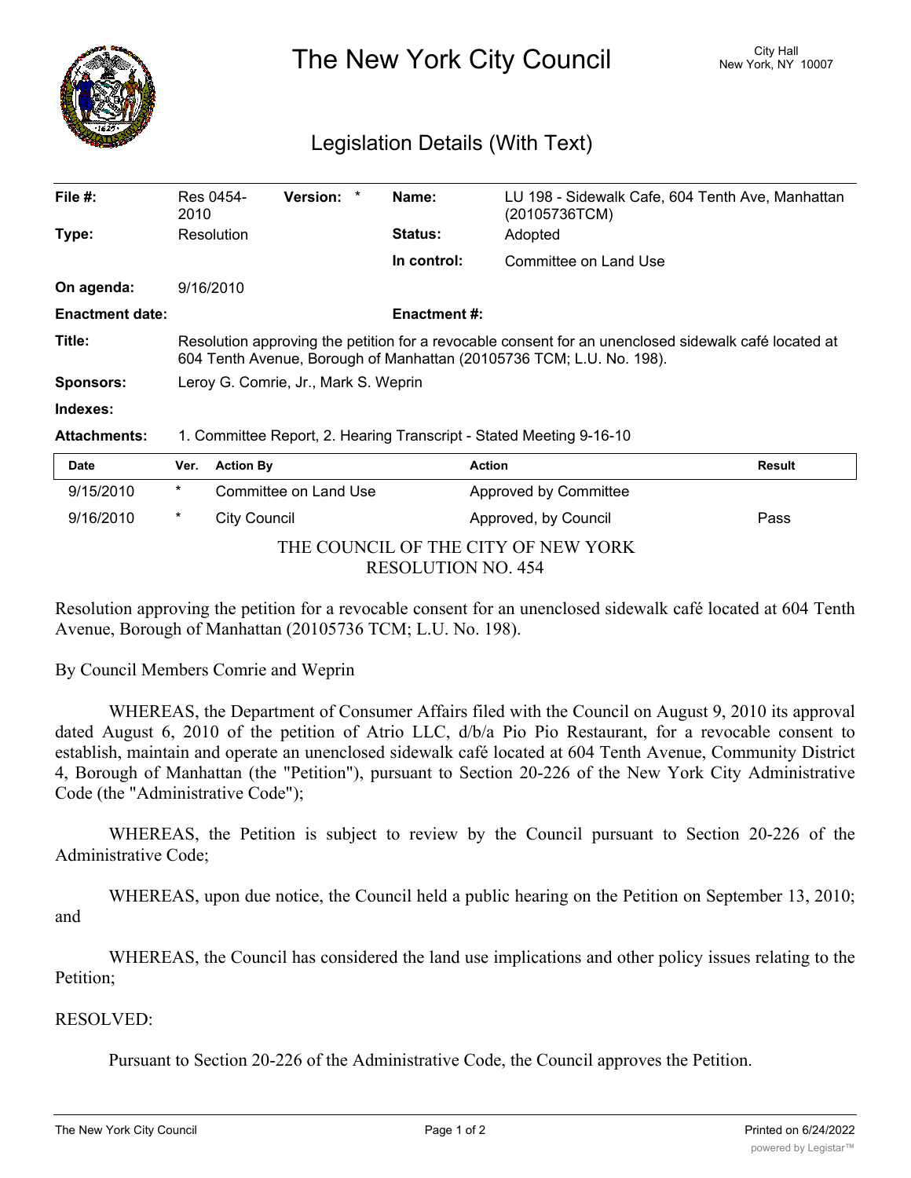# The New York City Council

City Hall
New York, NY 10007

## Legislation Details (With Text)

| | | | |
|---|---|---|---|
| **File #:** | Res 0454-2010 **Version:** * | **Name:** | LU 198 - Sidewalk Cafe, 604 Tenth Ave, Manhattan (20105736TCM) |
| **Type:** | Resolution | **Status:** | Adopted |
| | | **In control:** | Committee on Land Use |
| **On agenda:** | 9/16/2010 | | |
| **Enactment date:** | | **Enactment #:** | |

**Title:** Resolution approving the petition for a revocable consent for an unenclosed sidewalk café located at 604 Tenth Avenue, Borough of Manhattan (20105736 TCM; L.U. No. 198).

**Sponsors:** Leroy G. Comrie, Jr., Mark S. Weprin

**Indexes:**

**Attachments:** 1. Committee Report, 2. Hearing Transcript - Stated Meeting 9-16-10

| Date | Ver. | Action By | Action | Result |
|---|---|---|---|---|
| 9/15/2010 | * | Committee on Land Use | Approved by Committee | |
| 9/16/2010 | * | City Council | Approved, by Council | Pass |

THE COUNCIL OF THE CITY OF NEW YORK
RESOLUTION NO. 454

Resolution approving the petition for a revocable consent for an unenclosed sidewalk café located at 604 Tenth Avenue, Borough of Manhattan (20105736 TCM; L.U. No. 198).

By Council Members Comrie and Weprin

WHEREAS, the Department of Consumer Affairs filed with the Council on August 9, 2010 its approval dated August 6, 2010 of the petition of Atrio LLC, d/b/a Pio Pio Restaurant, for a revocable consent to establish, maintain and operate an unenclosed sidewalk café located at 604 Tenth Avenue, Community District 4, Borough of Manhattan (the "Petition"), pursuant to Section 20-226 of the New York City Administrative Code (the "Administrative Code");

WHEREAS, the Petition is subject to review by the Council pursuant to Section 20-226 of the Administrative Code;

WHEREAS, upon due notice, the Council held a public hearing on the Petition on September 13, 2010; and

WHEREAS, the Council has considered the land use implications and other policy issues relating to the Petition;

RESOLVED:

Pursuant to Section 20-226 of the Administrative Code, the Council approves the Petition.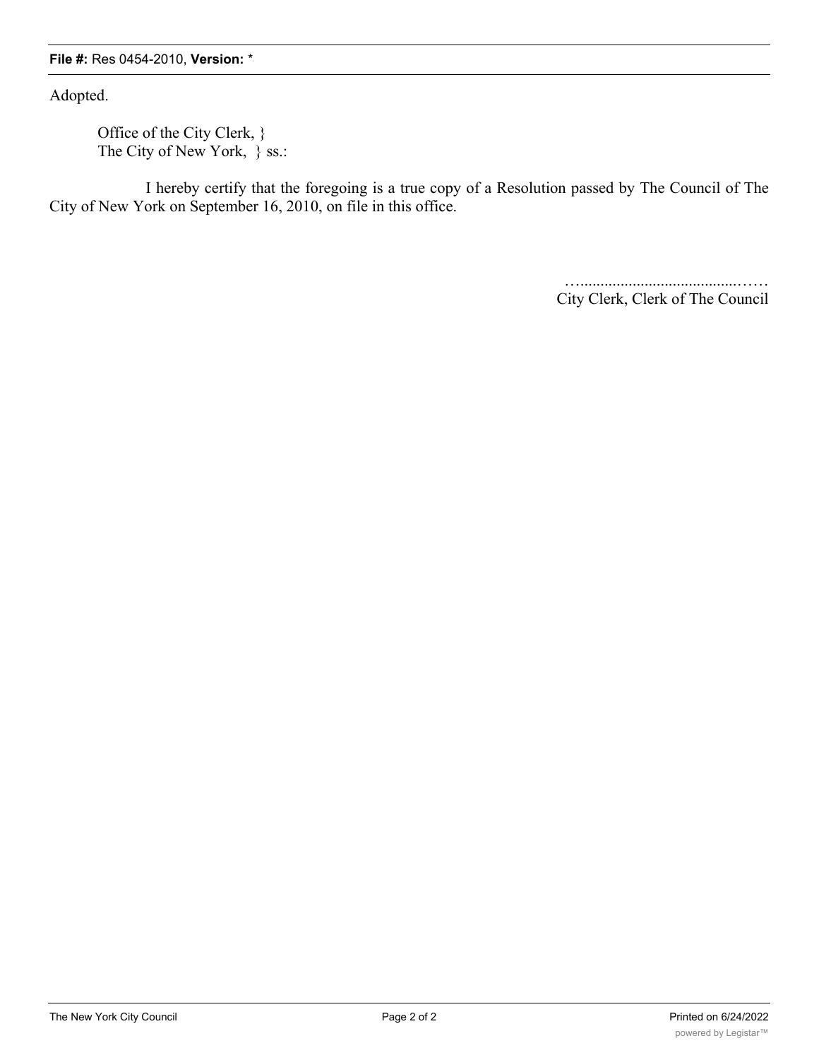Adopted.

Office of the City Clerk, }
The City of New York, } ss.:

I hereby certify that the foregoing is a true copy of a Resolution passed by The Council of The City of New York on September 16, 2010, on file in this office.

…......................................……
City Clerk, Clerk of The Council